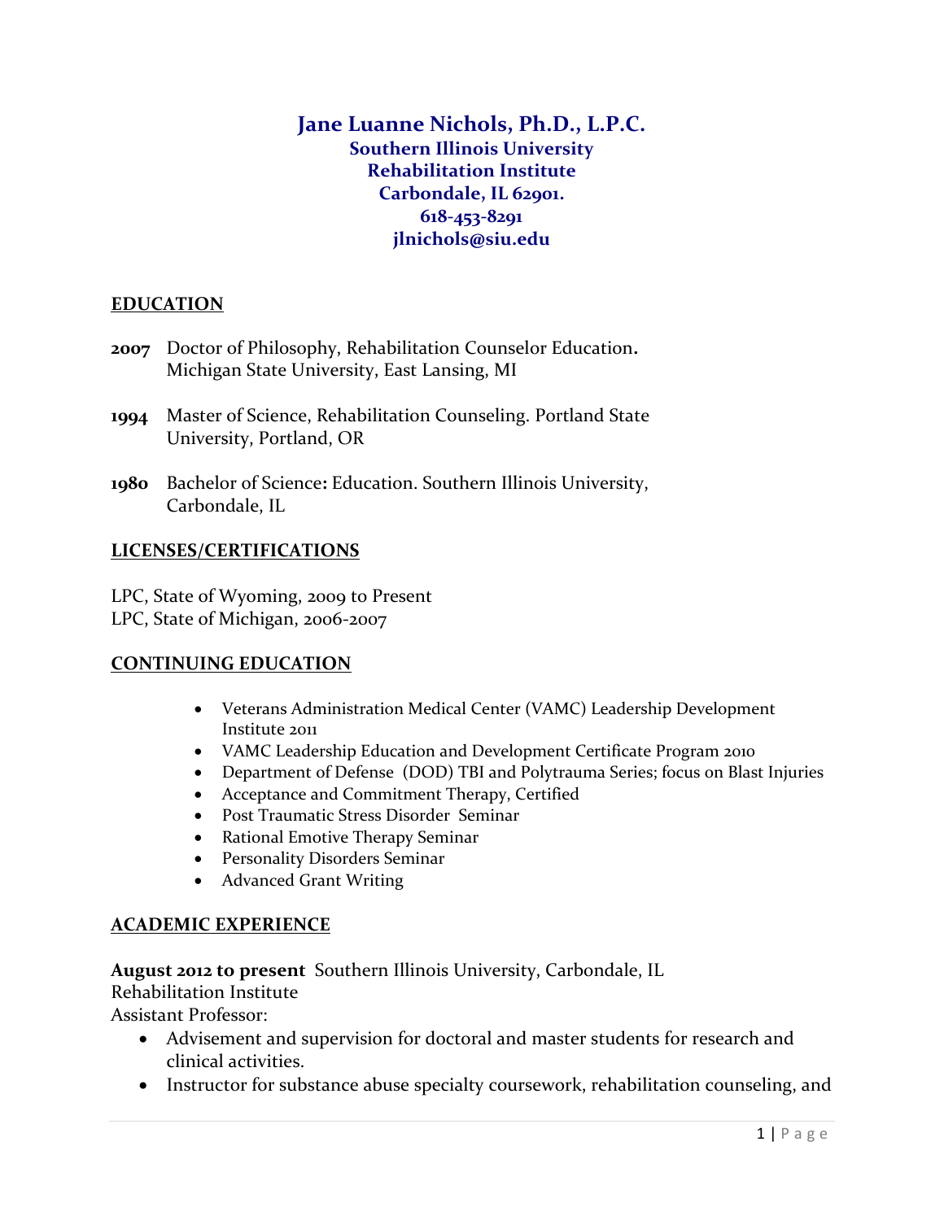# Jane Luanne Nichols, Ph.D., L.P.C.

**Southern Illinois University**
**Rehabilitation Institute**
**Carbondale, IL 62901.**
**618-453-8291**
**jlnichols@siu.edu**

## EDUCATION

**2007** Doctor of Philosophy, Rehabilitation Counselor Education**.** Michigan State University, East Lansing, MI

**1994** Master of Science, Rehabilitation Counseling. Portland State University, Portland, OR

**1980** Bachelor of Science**:** Education. Southern Illinois University, Carbondale, IL

## LICENSES/CERTIFICATIONS

LPC, State of Wyoming, 2009 to Present
LPC, State of Michigan, 2006-2007

## CONTINUING EDUCATION

- Veterans Administration Medical Center (VAMC) Leadership Development Institute 2011
- VAMC Leadership Education and Development Certificate Program 2010
- Department of Defense (DOD) TBI and Polytrauma Series; focus on Blast Injuries
- Acceptance and Commitment Therapy, Certified
- Post Traumatic Stress Disorder Seminar
- Rational Emotive Therapy Seminar
- Personality Disorders Seminar
- Advanced Grant Writing

## ACADEMIC EXPERIENCE

**August 2012 to present** Southern Illinois University, Carbondale, IL
Rehabilitation Institute
Assistant Professor:

- Advisement and supervision for doctoral and master students for research and clinical activities.
- Instructor for substance abuse specialty coursework, rehabilitation counseling, and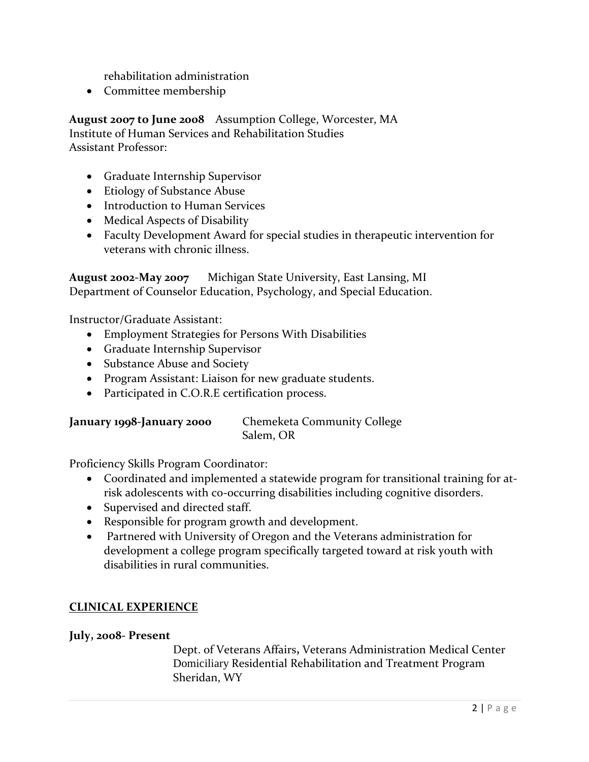rehabilitation administration
- Committee membership

**August 2007 to June 2008** Assumption College, Worcester, MA
Institute of Human Services and Rehabilitation Studies
Assistant Professor:

- Graduate Internship Supervisor
- Etiology of Substance Abuse
- Introduction to Human Services
- Medical Aspects of Disability
- Faculty Development Award for special studies in therapeutic intervention for veterans with chronic illness.

**August 2002-May 2007** Michigan State University, East Lansing, MI
Department of Counselor Education, Psychology, and Special Education.

Instructor/Graduate Assistant:

- Employment Strategies for Persons With Disabilities
- Graduate Internship Supervisor
- Substance Abuse and Society
- Program Assistant: Liaison for new graduate students.
- Participated in C.O.R.E certification process.

**January 1998-January 2000** Chemeketa Community College
Salem, OR

Proficiency Skills Program Coordinator:

- Coordinated and implemented a statewide program for transitional training for at-risk adolescents with co-occurring disabilities including cognitive disorders.
- Supervised and directed staff.
- Responsible for program growth and development.
- Partnered with University of Oregon and the Veterans administration for development a college program specifically targeted toward at risk youth with disabilities in rural communities.

## CLINICAL EXPERIENCE

**July, 2008- Present**

Dept. of Veterans Affairs, Veterans Administration Medical Center
Domiciliary Residential Rehabilitation and Treatment Program
Sheridan, WY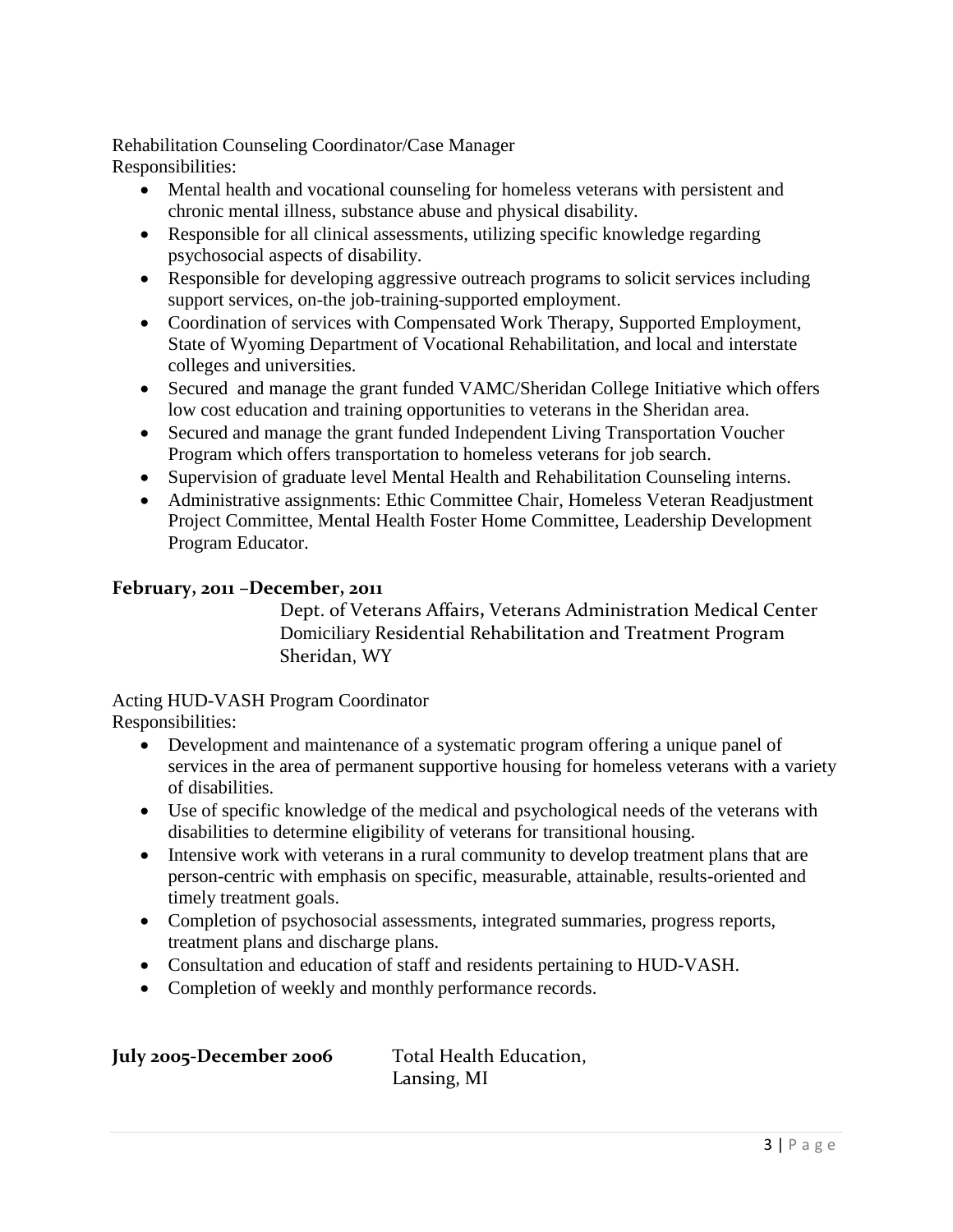Rehabilitation Counseling Coordinator/Case Manager
Responsibilities:

- Mental health and vocational counseling for homeless veterans with persistent and chronic mental illness, substance abuse and physical disability.
- Responsible for all clinical assessments, utilizing specific knowledge regarding psychosocial aspects of disability.
- Responsible for developing aggressive outreach programs to solicit services including support services, on-the job-training-supported employment.
- Coordination of services with Compensated Work Therapy, Supported Employment, State of Wyoming Department of Vocational Rehabilitation, and local and interstate colleges and universities.
- Secured and manage the grant funded VAMC/Sheridan College Initiative which offers low cost education and training opportunities to veterans in the Sheridan area.
- Secured and manage the grant funded Independent Living Transportation Voucher Program which offers transportation to homeless veterans for job search.
- Supervision of graduate level Mental Health and Rehabilitation Counseling interns.
- Administrative assignments: Ethic Committee Chair, Homeless Veteran Readjustment Project Committee, Mental Health Foster Home Committee, Leadership Development Program Educator.

**February, 2011 –December, 2011**

Dept. of Veterans Affairs, Veterans Administration Medical Center
Domiciliary Residential Rehabilitation and Treatment Program
Sheridan, WY

Acting HUD-VASH Program Coordinator
Responsibilities:

- Development and maintenance of a systematic program offering a unique panel of services in the area of permanent supportive housing for homeless veterans with a variety of disabilities.
- Use of specific knowledge of the medical and psychological needs of the veterans with disabilities to determine eligibility of veterans for transitional housing.
- Intensive work with veterans in a rural community to develop treatment plans that are person-centric with emphasis on specific, measurable, attainable, results-oriented and timely treatment goals.
- Completion of psychosocial assessments, integrated summaries, progress reports, treatment plans and discharge plans.
- Consultation and education of staff and residents pertaining to HUD-VASH.
- Completion of weekly and monthly performance records.

**July 2005-December 2006**

Total Health Education,
Lansing, MI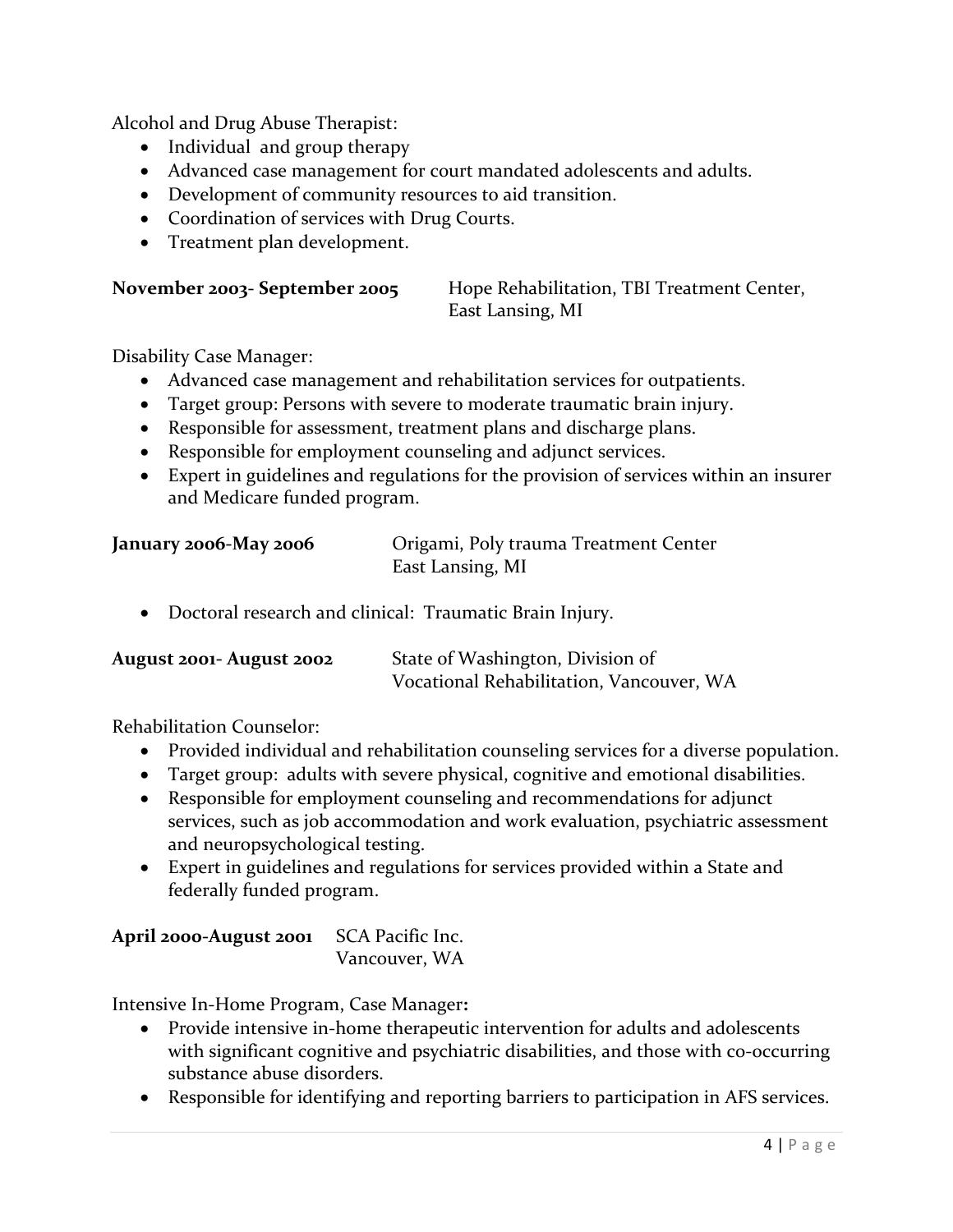Alcohol and Drug Abuse Therapist:

- Individual and group therapy
- Advanced case management for court mandated adolescents and adults.
- Development of community resources to aid transition.
- Coordination of services with Drug Courts.
- Treatment plan development.

**November 2003- September 2005** Hope Rehabilitation, TBI Treatment Center, East Lansing, MI

Disability Case Manager:

- Advanced case management and rehabilitation services for outpatients.
- Target group: Persons with severe to moderate traumatic brain injury.
- Responsible for assessment, treatment plans and discharge plans.
- Responsible for employment counseling and adjunct services.
- Expert in guidelines and regulations for the provision of services within an insurer and Medicare funded program.

**January 2006-May 2006** Origami, Poly trauma Treatment Center East Lansing, MI

- Doctoral research and clinical: Traumatic Brain Injury.

**August 2001- August 2002** State of Washington, Division of Vocational Rehabilitation, Vancouver, WA

Rehabilitation Counselor:

- Provided individual and rehabilitation counseling services for a diverse population.
- Target group: adults with severe physical, cognitive and emotional disabilities.
- Responsible for employment counseling and recommendations for adjunct services, such as job accommodation and work evaluation, psychiatric assessment and neuropsychological testing.
- Expert in guidelines and regulations for services provided within a State and federally funded program.

**April 2000-August 2001** SCA Pacific Inc. Vancouver, WA

Intensive In-Home Program, Case Manager**:**

- Provide intensive in-home therapeutic intervention for adults and adolescents with significant cognitive and psychiatric disabilities, and those with co-occurring substance abuse disorders.
- Responsible for identifying and reporting barriers to participation in AFS services.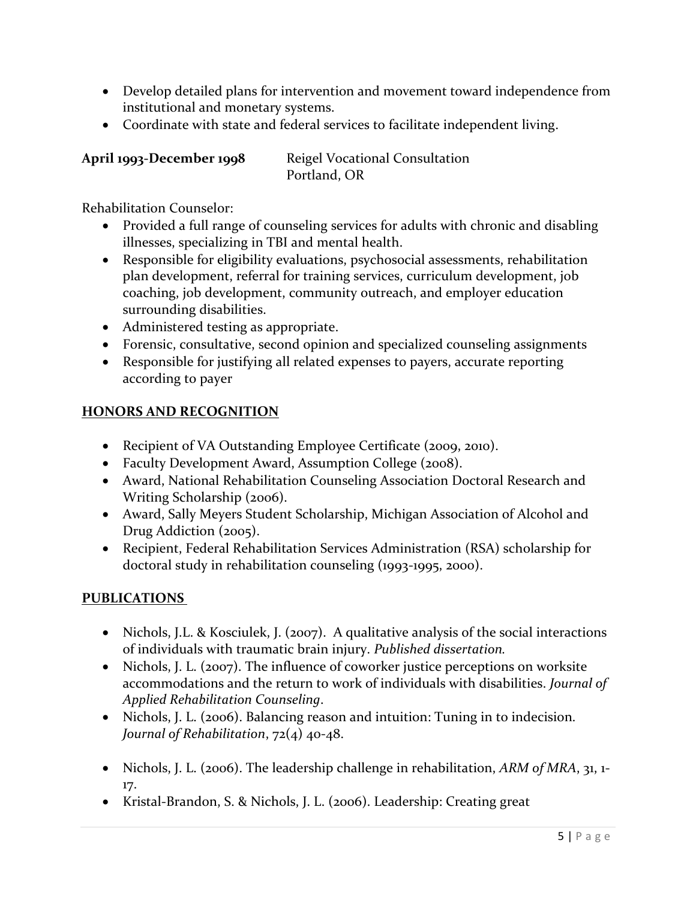- Develop detailed plans for intervention and movement toward independence from institutional and monetary systems.
- Coordinate with state and federal services to facilitate independent living.

**April 1993-December 1998** Reigel Vocational Consultation
Portland, OR

Rehabilitation Counselor:

- Provided a full range of counseling services for adults with chronic and disabling illnesses, specializing in TBI and mental health.
- Responsible for eligibility evaluations, psychosocial assessments, rehabilitation plan development, referral for training services, curriculum development, job coaching, job development, community outreach, and employer education surrounding disabilities.
- Administered testing as appropriate.
- Forensic, consultative, second opinion and specialized counseling assignments
- Responsible for justifying all related expenses to payers, accurate reporting according to payer

## HONORS AND RECOGNITION

- Recipient of VA Outstanding Employee Certificate (2009, 2010).
- Faculty Development Award, Assumption College (2008).
- Award, National Rehabilitation Counseling Association Doctoral Research and Writing Scholarship (2006).
- Award, Sally Meyers Student Scholarship, Michigan Association of Alcohol and Drug Addiction (2005).
- Recipient, Federal Rehabilitation Services Administration (RSA) scholarship for doctoral study in rehabilitation counseling (1993-1995, 2000).

## PUBLICATIONS

- Nichols, J.L. & Kosciulek, J. (2007). A qualitative analysis of the social interactions of individuals with traumatic brain injury. *Published dissertation.*
- Nichols, J. L. (2007). The influence of coworker justice perceptions on worksite accommodations and the return to work of individuals with disabilities. *Journal of Applied Rehabilitation Counseling*.
- Nichols, J. L. (2006). Balancing reason and intuition: Tuning in to indecision. *Journal of Rehabilitation*, 72(4) 40-48.
- Nichols, J. L. (2006). The leadership challenge in rehabilitation, *ARM of MRA*, 31, 1-17.
- Kristal-Brandon, S. & Nichols, J. L. (2006). Leadership: Creating great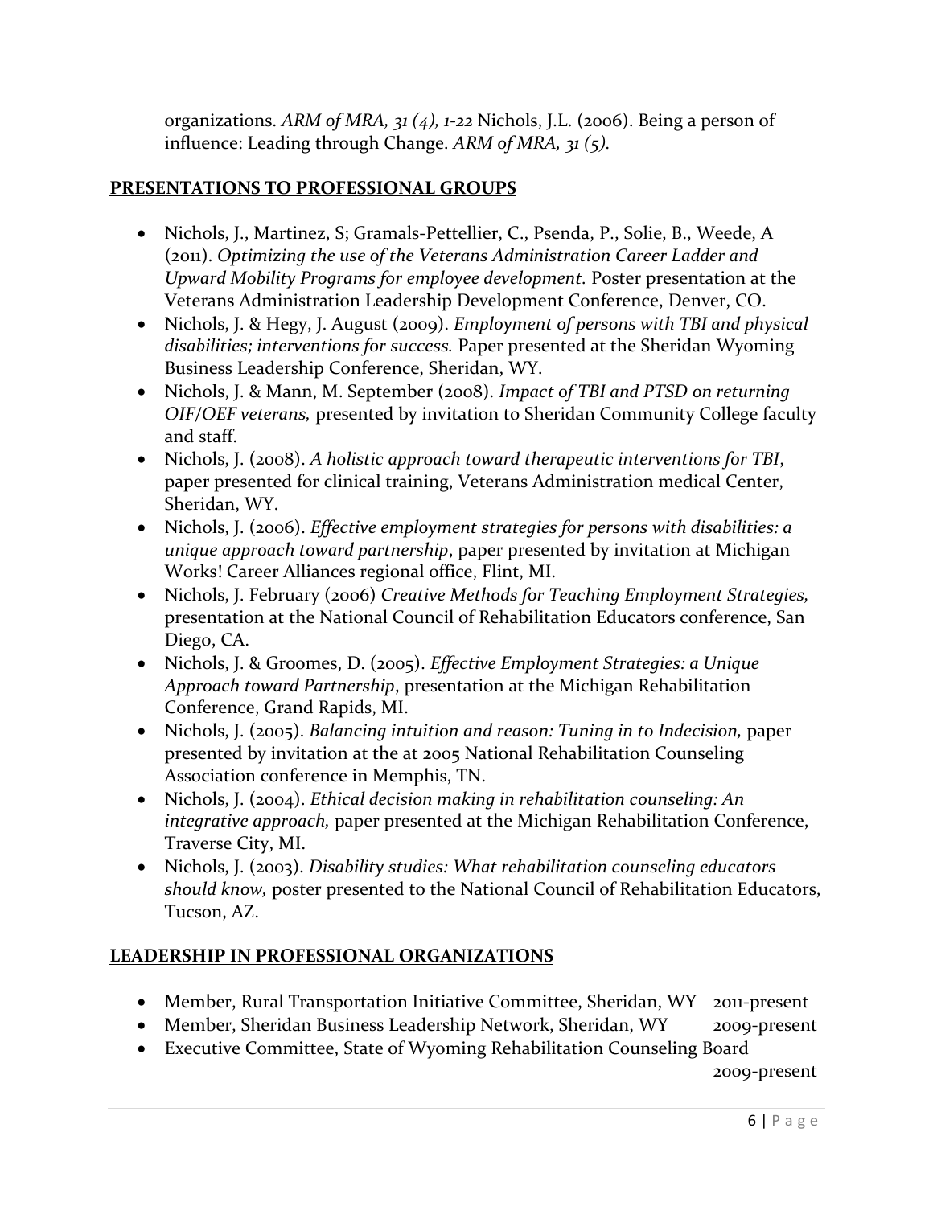organizations. *ARM of MRA, 31 (4), 1-22* Nichols, J.L. (2006). Being a person of influence: Leading through Change. *ARM of MRA, 31 (5).*

## PRESENTATIONS TO PROFESSIONAL GROUPS

- Nichols, J., Martinez, S; Gramals-Pettellier, C., Psenda, P., Solie, B., Weede, A (2011). *Optimizing the use of the Veterans Administration Career Ladder and Upward Mobility Programs for employee development.* Poster presentation at the Veterans Administration Leadership Development Conference, Denver, CO.
- Nichols, J. & Hegy, J. August (2009). *Employment of persons with TBI and physical disabilities; interventions for success.* Paper presented at the Sheridan Wyoming Business Leadership Conference, Sheridan, WY.
- Nichols, J. & Mann, M. September (2008). *Impact of TBI and PTSD on returning OIF/OEF veterans,* presented by invitation to Sheridan Community College faculty and staff.
- Nichols, J. (2008). *A holistic approach toward therapeutic interventions for TBI*, paper presented for clinical training, Veterans Administration medical Center, Sheridan, WY.
- Nichols, J. (2006). *Effective employment strategies for persons with disabilities: a unique approach toward partnership*, paper presented by invitation at Michigan Works! Career Alliances regional office, Flint, MI.
- Nichols, J. February (2006) *Creative Methods for Teaching Employment Strategies,* presentation at the National Council of Rehabilitation Educators conference, San Diego, CA.
- Nichols, J. & Groomes, D. (2005). *Effective Employment Strategies: a Unique Approach toward Partnership*, presentation at the Michigan Rehabilitation Conference, Grand Rapids, MI.
- Nichols, J. (2005). *Balancing intuition and reason: Tuning in to Indecision,* paper presented by invitation at the at 2005 National Rehabilitation Counseling Association conference in Memphis, TN.
- Nichols, J. (2004). *Ethical decision making in rehabilitation counseling: An integrative approach,* paper presented at the Michigan Rehabilitation Conference, Traverse City, MI.
- Nichols, J. (2003). *Disability studies: What rehabilitation counseling educators should know,* poster presented to the National Council of Rehabilitation Educators, Tucson, AZ.

## LEADERSHIP IN PROFESSIONAL ORGANIZATIONS

- Member, Rural Transportation Initiative Committee, Sheridan, WY 2011-present
- Member, Sheridan Business Leadership Network, Sheridan, WY 2009-present
- Executive Committee, State of Wyoming Rehabilitation Counseling Board 2009-present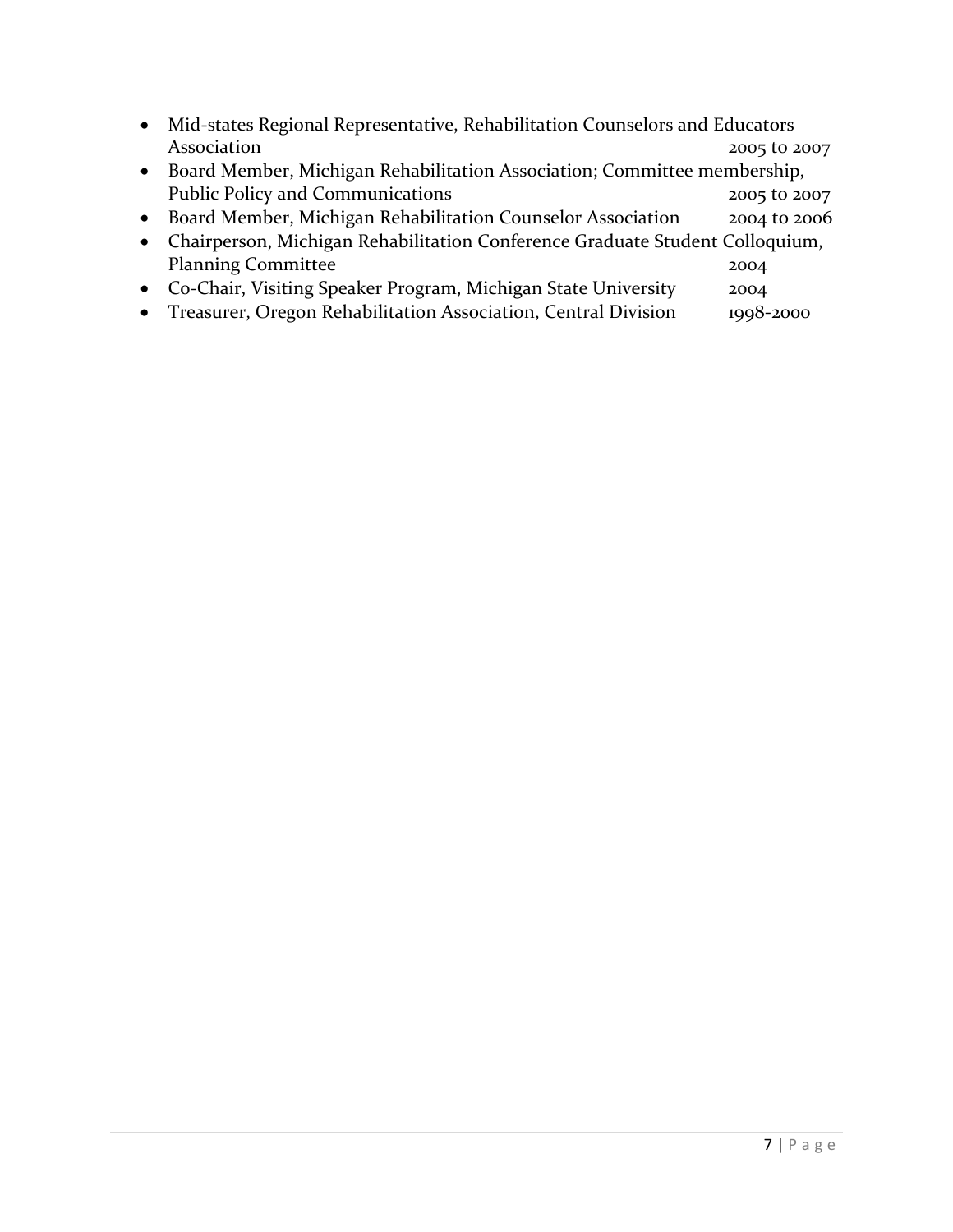- Mid-states Regional Representative, Rehabilitation Counselors and Educators Association 2005 to 2007
- Board Member, Michigan Rehabilitation Association; Committee membership, Public Policy and Communications 2005 to 2007
- Board Member, Michigan Rehabilitation Counselor Association 2004 to 2006
- Chairperson, Michigan Rehabilitation Conference Graduate Student Colloquium, Planning Committee 2004
- Co-Chair, Visiting Speaker Program, Michigan State University 2004
- Treasurer, Oregon Rehabilitation Association, Central Division 1998-2000